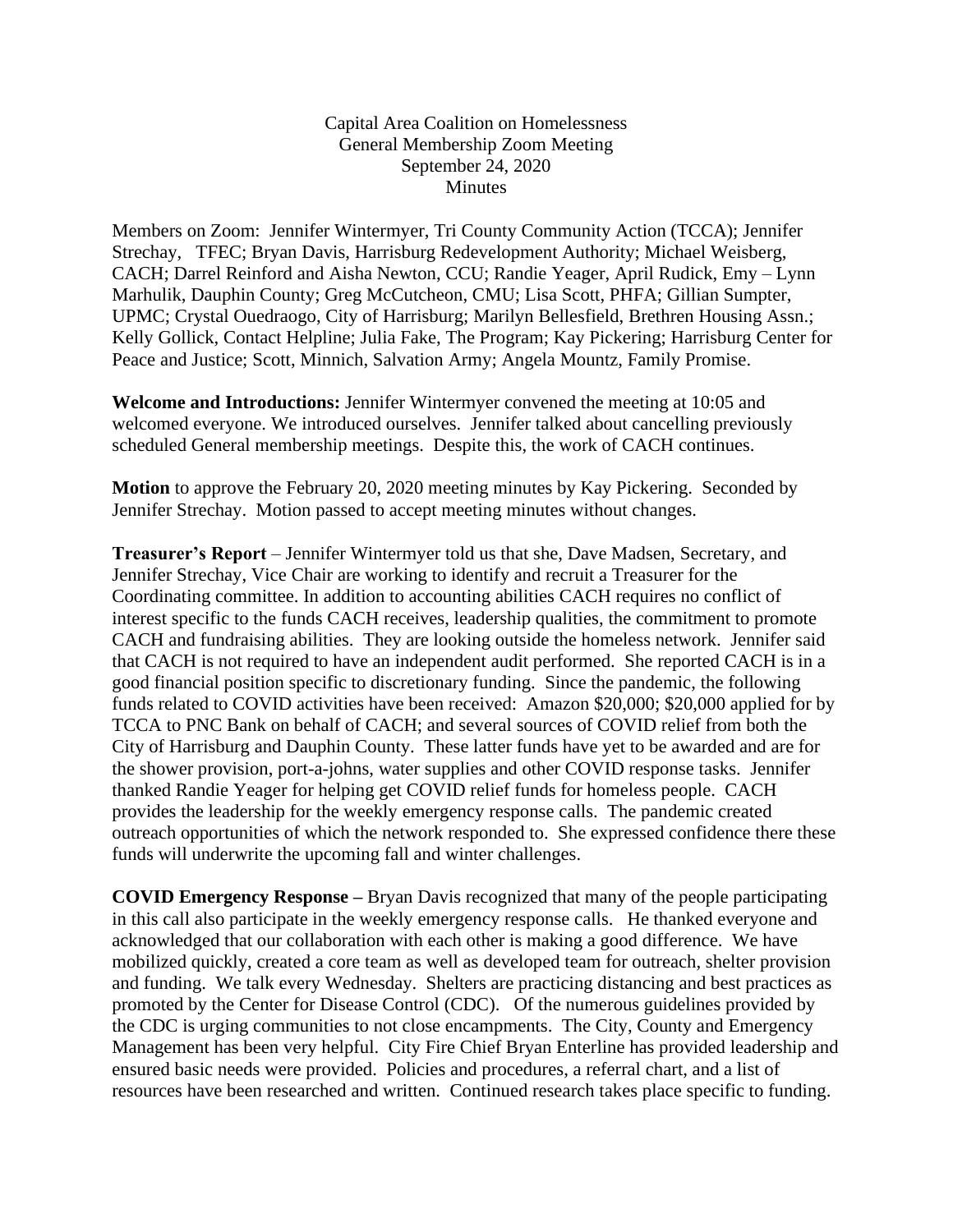Capital Area Coalition on Homelessness
General Membership Zoom Meeting
September 24, 2020
Minutes

Members on Zoom: Jennifer Wintermyer, Tri County Community Action (TCCA); Jennifer Strechay, TFEC; Bryan Davis, Harrisburg Redevelopment Authority; Michael Weisberg, CACH; Darrel Reinford and Aisha Newton, CCU; Randie Yeager, April Rudick, Emy – Lynn Marhulik, Dauphin County; Greg McCutcheon, CMU; Lisa Scott, PHFA; Gillian Sumpter, UPMC; Crystal Ouedraogo, City of Harrisburg; Marilyn Bellesfield, Brethren Housing Assn.; Kelly Gollick, Contact Helpline; Julia Fake, The Program; Kay Pickering; Harrisburg Center for Peace and Justice; Scott, Minnich, Salvation Army; Angela Mountz, Family Promise.

**Welcome and Introductions:** Jennifer Wintermyer convened the meeting at 10:05 and welcomed everyone. We introduced ourselves. Jennifer talked about cancelling previously scheduled General membership meetings. Despite this, the work of CACH continues.

**Motion** to approve the February 20, 2020 meeting minutes by Kay Pickering. Seconded by Jennifer Strechay. Motion passed to accept meeting minutes without changes.

**Treasurer's Report** – Jennifer Wintermyer told us that she, Dave Madsen, Secretary, and Jennifer Strechay, Vice Chair are working to identify and recruit a Treasurer for the Coordinating committee. In addition to accounting abilities CACH requires no conflict of interest specific to the funds CACH receives, leadership qualities, the commitment to promote CACH and fundraising abilities. They are looking outside the homeless network. Jennifer said that CACH is not required to have an independent audit performed. She reported CACH is in a good financial position specific to discretionary funding. Since the pandemic, the following funds related to COVID activities have been received: Amazon $20,000; $20,000 applied for by TCCA to PNC Bank on behalf of CACH; and several sources of COVID relief from both the City of Harrisburg and Dauphin County. These latter funds have yet to be awarded and are for the shower provision, port-a-johns, water supplies and other COVID response tasks. Jennifer thanked Randie Yeager for helping get COVID relief funds for homeless people. CACH provides the leadership for the weekly emergency response calls. The pandemic created outreach opportunities of which the network responded to. She expressed confidence there these funds will underwrite the upcoming fall and winter challenges.

**COVID Emergency Response –** Bryan Davis recognized that many of the people participating in this call also participate in the weekly emergency response calls. He thanked everyone and acknowledged that our collaboration with each other is making a good difference. We have mobilized quickly, created a core team as well as developed team for outreach, shelter provision and funding. We talk every Wednesday. Shelters are practicing distancing and best practices as promoted by the Center for Disease Control (CDC). Of the numerous guidelines provided by the CDC is urging communities to not close encampments. The City, County and Emergency Management has been very helpful. City Fire Chief Bryan Enterline has provided leadership and ensured basic needs were provided. Policies and procedures, a referral chart, and a list of resources have been researched and written. Continued research takes place specific to funding.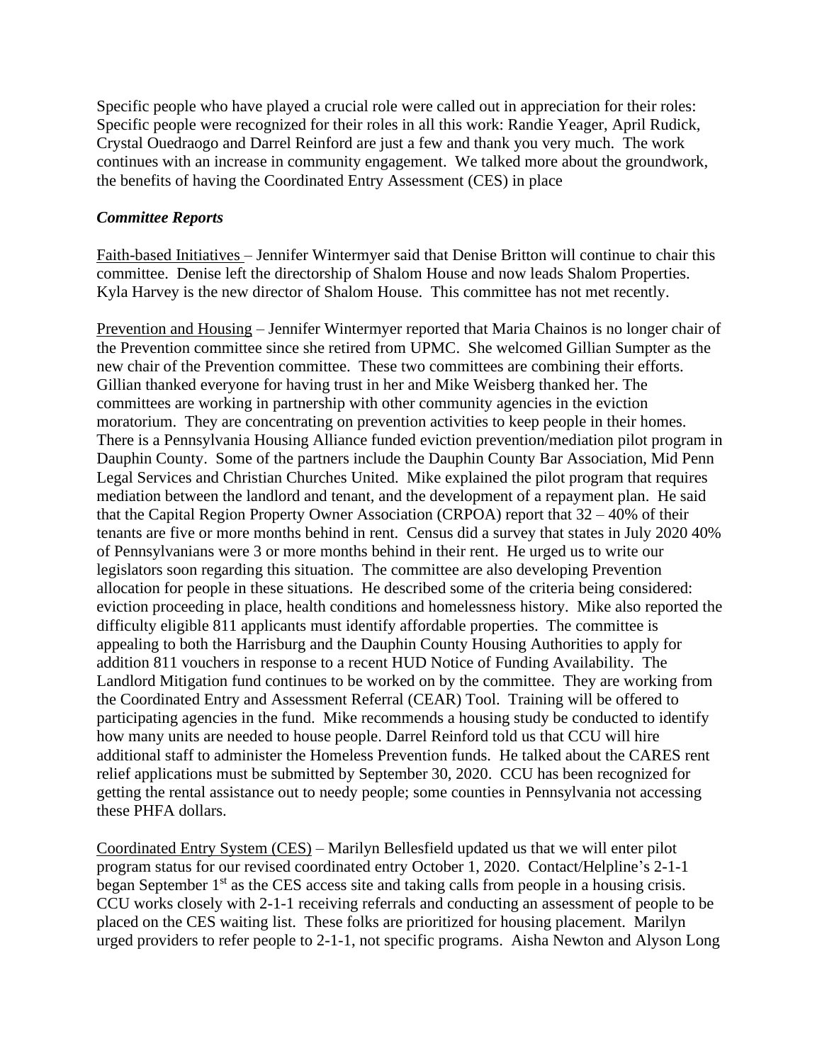Specific people who have played a crucial role were called out in appreciation for their roles: Specific people were recognized for their roles in all this work: Randie Yeager, April Rudick, Crystal Ouedraogo and Darrel Reinford are just a few and thank you very much. The work continues with an increase in community engagement. We talked more about the groundwork, the benefits of having the Coordinated Entry Assessment (CES) in place

***Committee Reports***

Faith-based Initiatives – Jennifer Wintermyer said that Denise Britton will continue to chair this committee. Denise left the directorship of Shalom House and now leads Shalom Properties. Kyla Harvey is the new director of Shalom House. This committee has not met recently.

Prevention and Housing – Jennifer Wintermyer reported that Maria Chainos is no longer chair of the Prevention committee since she retired from UPMC. She welcomed Gillian Sumpter as the new chair of the Prevention committee. These two committees are combining their efforts. Gillian thanked everyone for having trust in her and Mike Weisberg thanked her. The committees are working in partnership with other community agencies in the eviction moratorium. They are concentrating on prevention activities to keep people in their homes. There is a Pennsylvania Housing Alliance funded eviction prevention/mediation pilot program in Dauphin County. Some of the partners include the Dauphin County Bar Association, Mid Penn Legal Services and Christian Churches United. Mike explained the pilot program that requires mediation between the landlord and tenant, and the development of a repayment plan. He said that the Capital Region Property Owner Association (CRPOA) report that 32 – 40% of their tenants are five or more months behind in rent. Census did a survey that states in July 2020 40% of Pennsylvanians were 3 or more months behind in their rent. He urged us to write our legislators soon regarding this situation. The committee are also developing Prevention allocation for people in these situations. He described some of the criteria being considered: eviction proceeding in place, health conditions and homelessness history. Mike also reported the difficulty eligible 811 applicants must identify affordable properties. The committee is appealing to both the Harrisburg and the Dauphin County Housing Authorities to apply for addition 811 vouchers in response to a recent HUD Notice of Funding Availability. The Landlord Mitigation fund continues to be worked on by the committee. They are working from the Coordinated Entry and Assessment Referral (CEAR) Tool. Training will be offered to participating agencies in the fund. Mike recommends a housing study be conducted to identify how many units are needed to house people. Darrel Reinford told us that CCU will hire additional staff to administer the Homeless Prevention funds. He talked about the CARES rent relief applications must be submitted by September 30, 2020. CCU has been recognized for getting the rental assistance out to needy people; some counties in Pennsylvania not accessing these PHFA dollars.

Coordinated Entry System (CES) – Marilyn Bellesfield updated us that we will enter pilot program status for our revised coordinated entry October 1, 2020. Contact/Helpline's 2-1-1 began September 1st as the CES access site and taking calls from people in a housing crisis. CCU works closely with 2-1-1 receiving referrals and conducting an assessment of people to be placed on the CES waiting list. These folks are prioritized for housing placement. Marilyn urged providers to refer people to 2-1-1, not specific programs. Aisha Newton and Alyson Long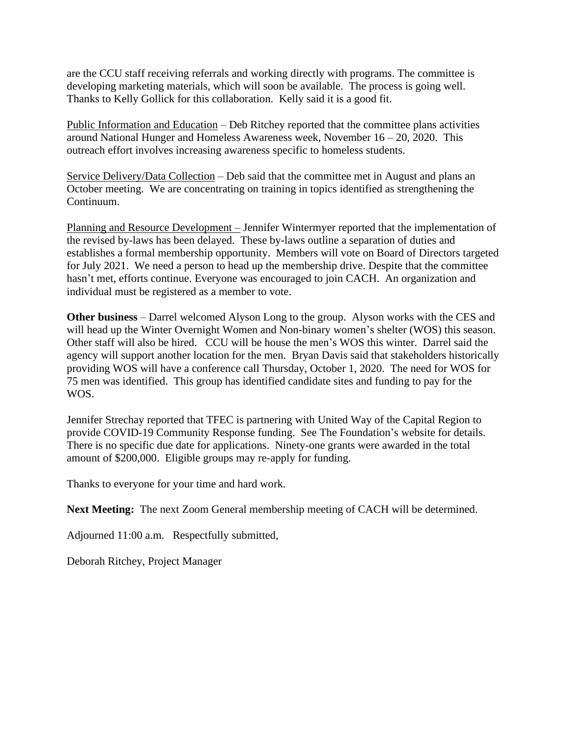are the CCU staff receiving referrals and working directly with programs. The committee is developing marketing materials, which will soon be available. The process is going well. Thanks to Kelly Gollick for this collaboration. Kelly said it is a good fit.

<u>Public Information and Education</u> – Deb Ritchey reported that the committee plans activities around National Hunger and Homeless Awareness week, November 16 – 20, 2020. This outreach effort involves increasing awareness specific to homeless students.

<u>Service Delivery/Data Collection</u> – Deb said that the committee met in August and plans an October meeting. We are concentrating on training in topics identified as strengthening the Continuum.

<u>Planning and Resource Development</u> – Jennifer Wintermyer reported that the implementation of the revised by-laws has been delayed. These by-laws outline a separation of duties and establishes a formal membership opportunity. Members will vote on Board of Directors targeted for July 2021. We need a person to head up the membership drive. Despite that the committee hasn't met, efforts continue. Everyone was encouraged to join CACH. An organization and individual must be registered as a member to vote.

**Other business** – Darrel welcomed Alyson Long to the group. Alyson works with the CES and will head up the Winter Overnight Women and Non-binary women's shelter (WOS) this season. Other staff will also be hired. CCU will be house the men's WOS this winter. Darrel said the agency will support another location for the men. Bryan Davis said that stakeholders historically providing WOS will have a conference call Thursday, October 1, 2020. The need for WOS for 75 men was identified. This group has identified candidate sites and funding to pay for the WOS.

Jennifer Strechay reported that TFEC is partnering with United Way of the Capital Region to provide COVID-19 Community Response funding. See The Foundation's website for details. There is no specific due date for applications. Ninety-one grants were awarded in the total amount of $200,000. Eligible groups may re-apply for funding.

Thanks to everyone for your time and hard work.

**Next Meeting:** The next Zoom General membership meeting of CACH will be determined.

Adjourned 11:00 a.m. Respectfully submitted,

Deborah Ritchey, Project Manager